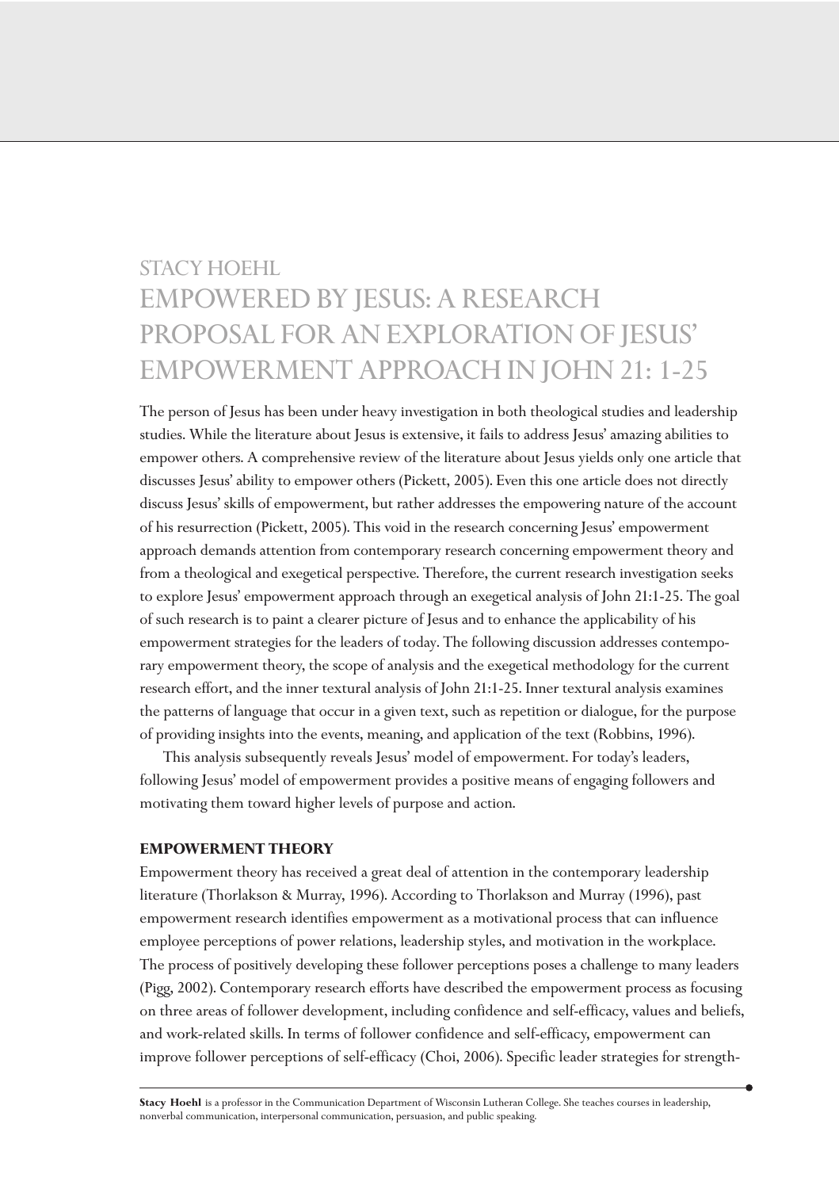STACY HOEHL

# EMPOWERED BY JESUS: A RESEARCH PROPOSAL FOR AN EXPLORATION OF JESUS' EMPOWERMENT APPROACH IN JOHN 21: 1-25

The person of Jesus has been under heavy investigation in both theological studies and leadership studies. While the literature about Jesus is extensive, it fails to address Jesus' amazing abilities to empower others. A comprehensive review of the literature about Jesus yields only one article that discusses Jesus' ability to empower others (Pickett, 2005). Even this one article does not directly discuss Jesus' skills of empowerment, but rather addresses the empowering nature of the account of his resurrection (Pickett, 2005). This void in the research concerning Jesus' empowerment approach demands attention from contemporary research concerning empowerment theory and from a theological and exegetical perspective. Therefore, the current research investigation seeks to explore Jesus' empowerment approach through an exegetical analysis of John 21:1-25. The goal of such research is to paint a clearer picture of Jesus and to enhance the applicability of his empowerment strategies for the leaders of today. The following discussion addresses contemporary empowerment theory, the scope of analysis and the exegetical methodology for the current research effort, and the inner textural analysis of John 21:1-25. Inner textural analysis examines the patterns of language that occur in a given text, such as repetition or dialogue, for the purpose of providing insights into the events, meaning, and application of the text (Robbins, 1996).

This analysis subsequently reveals Jesus' model of empowerment. For today's leaders, following Jesus' model of empowerment provides a positive means of engaging followers and motivating them toward higher levels of purpose and action.

## EMPOWERMENT THEORY

Empowerment theory has received a great deal of attention in the contemporary leadership literature (Thorlakson & Murray, 1996). According to Thorlakson and Murray (1996), past empowerment research identifies empowerment as a motivational process that can influence employee perceptions of power relations, leadership styles, and motivation in the workplace. The process of positively developing these follower perceptions poses a challenge to many leaders (Pigg, 2002). Contemporary research efforts have described the empowerment process as focusing on three areas of follower development, including confidence and self-efficacy, values and beliefs, and work-related skills. In terms of follower confidence and self-efficacy, empowerment can improve follower perceptions of self-efficacy (Choi, 2006). Specific leader strategies for strength-

**Stacy Hoehl** is a professor in the Communication Department of Wisconsin Lutheran College. She teaches courses in leadership, nonverbal communication, interpersonal communication, persuasion, and public speaking.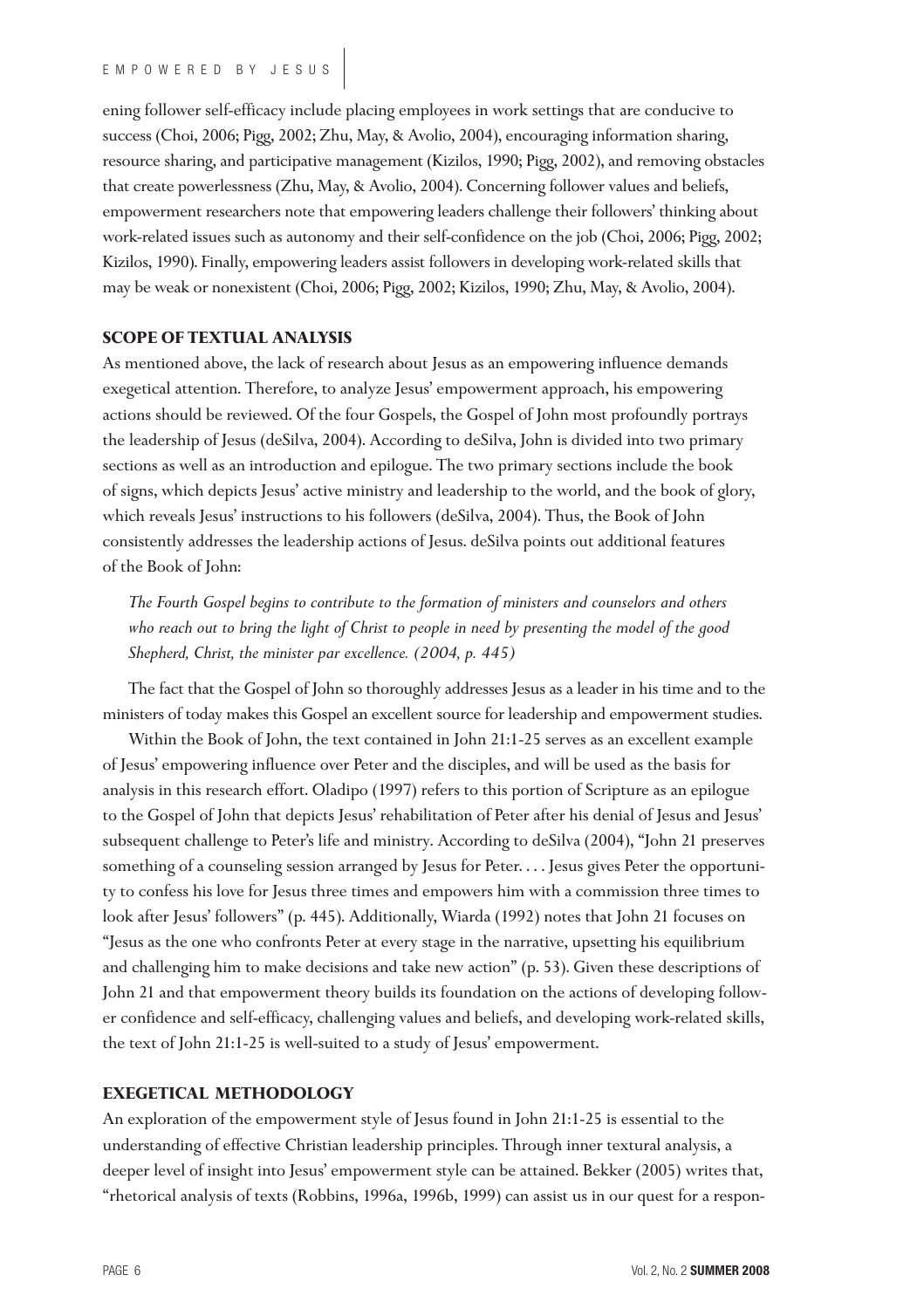ening follower self-efficacy include placing employees in work settings that are conducive to success (Choi, 2006; Pigg, 2002; Zhu, May, & Avolio, 2004), encouraging information sharing, resource sharing, and participative management (Kizilos, 1990; Pigg, 2002), and removing obstacles that create powerlessness (Zhu, May, & Avolio, 2004). Concerning follower values and beliefs, empowerment researchers note that empowering leaders challenge their followers' thinking about work-related issues such as autonomy and their self-confidence on the job (Choi, 2006; Pigg, 2002; Kizilos, 1990). Finally, empowering leaders assist followers in developing work-related skills that may be weak or nonexistent (Choi, 2006; Pigg, 2002; Kizilos, 1990; Zhu, May, & Avolio, 2004).

## SCOPE OF TEXTUAL ANALYSIS

As mentioned above, the lack of research about Jesus as an empowering influence demands exegetical attention. Therefore, to analyze Jesus' empowerment approach, his empowering actions should be reviewed. Of the four Gospels, the Gospel of John most profoundly portrays the leadership of Jesus (deSilva, 2004). According to deSilva, John is divided into two primary sections as well as an introduction and epilogue. The two primary sections include the book of signs, which depicts Jesus' active ministry and leadership to the world, and the book of glory, which reveals Jesus' instructions to his followers (deSilva, 2004). Thus, the Book of John consistently addresses the leadership actions of Jesus. deSilva points out additional features of the Book of John:

> *The Fourth Gospel begins to contribute to the formation of ministers and counselors and others who reach out to bring the light of Christ to people in need by presenting the model of the good Shepherd, Christ, the minister par excellence. (2004, p. 445)*

The fact that the Gospel of John so thoroughly addresses Jesus as a leader in his time and to the ministers of today makes this Gospel an excellent source for leadership and empowerment studies.

Within the Book of John, the text contained in John 21:1-25 serves as an excellent example of Jesus' empowering influence over Peter and the disciples, and will be used as the basis for analysis in this research effort. Oladipo (1997) refers to this portion of Scripture as an epilogue to the Gospel of John that depicts Jesus' rehabilitation of Peter after his denial of Jesus and Jesus' subsequent challenge to Peter's life and ministry. According to deSilva (2004), "John 21 preserves something of a counseling session arranged by Jesus for Peter. . . . Jesus gives Peter the opportunity to confess his love for Jesus three times and empowers him with a commission three times to look after Jesus' followers" (p. 445). Additionally, Wiarda (1992) notes that John 21 focuses on "Jesus as the one who confronts Peter at every stage in the narrative, upsetting his equilibrium and challenging him to make decisions and take new action" (p. 53). Given these descriptions of John 21 and that empowerment theory builds its foundation on the actions of developing follower confidence and self-efficacy, challenging values and beliefs, and developing work-related skills, the text of John 21:1-25 is well-suited to a study of Jesus' empowerment.

## EXEGETICAL METHODOLOGY

An exploration of the empowerment style of Jesus found in John 21:1-25 is essential to the understanding of effective Christian leadership principles. Through inner textural analysis, a deeper level of insight into Jesus' empowerment style can be attained. Bekker (2005) writes that, "rhetorical analysis of texts (Robbins, 1996a, 1996b, 1999) can assist us in our quest for a respon-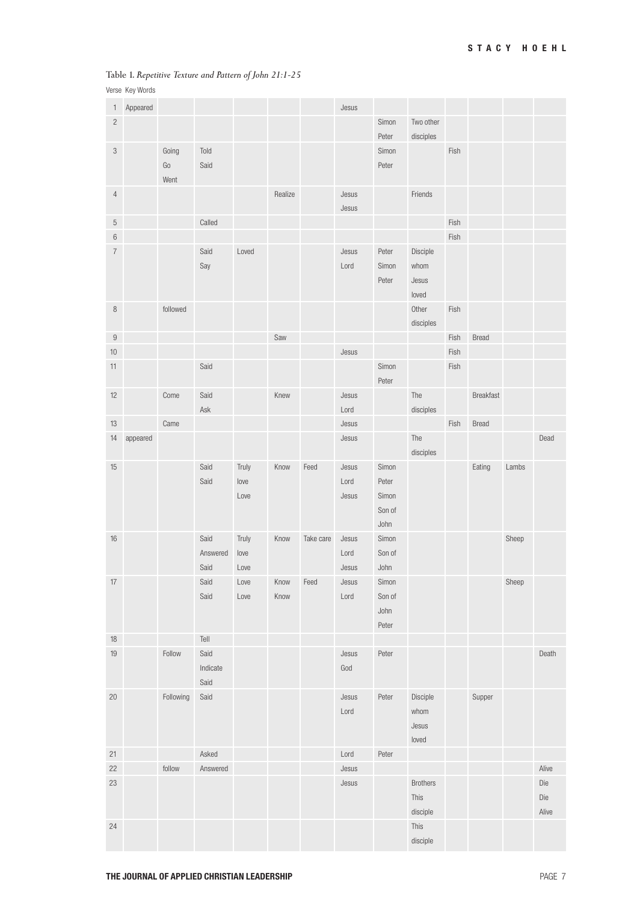Table 1. *Repetitive Texture and Pattern of John 21:1-25*

| Verse | Key Words | | | | | | | | | | | | |
|---|---|---|---|---|---|---|---|---|---|---|---|---|---|
| 1 | Appeared | | | | | | Jesus | | | | | | |
| 2 | | | | | | | | Simon Peter | Two other disciples | | | | |
| 3 | | Going Go Went | Told Said | | | | | Simon Peter | | Fish | | | |
| 4 | | | | | Realize | | Jesus Jesus | | Friends | | | | |
| 5 | | | Called | | | | | | | Fish | | | |
| 6 | | | | | | | | | | Fish | | | |
| 7 | | | Said Say | Loved | | | Jesus Lord | Peter Simon Peter | Disciple whom Jesus loved | | | | |
| 8 | | followed | | | | | | | Other disciples | Fish | | | |
| 9 | | | | | Saw | | | | | Fish | Bread | | |
| 10 | | | | | | | Jesus | | | Fish | | | |
| 11 | | | Said | | | | | Simon Peter | | Fish | | | |
| 12 | | Come | Said Ask | | Knew | | Jesus Lord | | The disciples | | Breakfast | | |
| 13 | | Came | | | | | Jesus | | | Fish | Bread | | |
| 14 | appeared | | | | | | Jesus | | The disciples | | | | Dead |
| 15 | | | Said Said | Truly love Love | Know | Feed | Jesus Lord Jesus | Simon Peter Simon Son of John | | | Eating | Lambs | |
| 16 | | | Said Answered Said | Truly love Love | Know | Take care | Jesus Lord Jesus | Simon Son of John | | | | Sheep | |
| 17 | | | Said Said | Love Love | Know Know | Feed | Jesus Lord | Simon Son of John Peter | | | | Sheep | |
| 18 | | | Tell | | | | | | | | | | |
| 19 | | Follow | Said Indicate Said | | | | Jesus God | Peter | | | | | Death |
| 20 | | Following | Said | | | | Jesus Lord | Peter | Disciple whom Jesus loved | | Supper | | |
| 21 | | | Asked | | | | Lord | Peter | | | | | |
| 22 | | follow | Answered | | | | Jesus | | | | | | Alive |
| 23 | | | | | | | Jesus | | Brothers This disciple | | | | Die Die Alive |
| 24 | | | | | | | | | This disciple | | | | |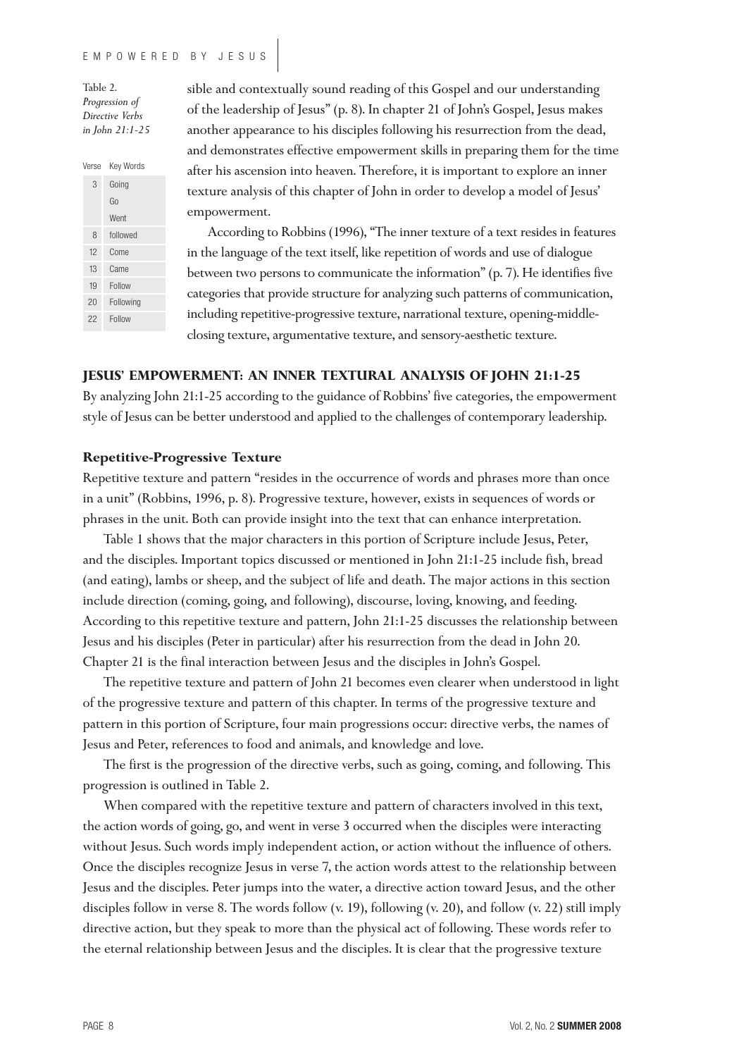sible and contextually sound reading of this Gospel and our understanding of the leadership of Jesus" (p. 8). In chapter 21 of John's Gospel, Jesus makes another appearance to his disciples following his resurrection from the dead, and demonstrates effective empowerment skills in preparing them for the time after his ascension into heaven. Therefore, it is important to explore an inner texture analysis of this chapter of John in order to develop a model of Jesus' empowerment.

According to Robbins (1996), "The inner texture of a text resides in features in the language of the text itself, like repetition of words and use of dialogue between two persons to communicate the information" (p. 7). He identifies five categories that provide structure for analyzing such patterns of communication, including repetitive-progressive texture, narrational texture, opening-middle-closing texture, argumentative texture, and sensory-aesthetic texture.

Table 2.
*Progression of Directive Verbs in John 21:1-25*

| Verse | Key Words |
|---|---|
| 3 | Going |
| | Go |
| | Went |
| 8 | followed |
| 12 | Come |
| 13 | Came |
| 19 | Follow |
| 20 | Following |
| 22 | Follow |

## JESUS' EMPOWERMENT: AN INNER TEXTURAL ANALYSIS OF JOHN 21:1-25

By analyzing John 21:1-25 according to the guidance of Robbins' five categories, the empowerment style of Jesus can be better understood and applied to the challenges of contemporary leadership.

### Repetitive-Progressive Texture

Repetitive texture and pattern "resides in the occurrence of words and phrases more than once in a unit" (Robbins, 1996, p. 8). Progressive texture, however, exists in sequences of words or phrases in the unit. Both can provide insight into the text that can enhance interpretation.

Table 1 shows that the major characters in this portion of Scripture include Jesus, Peter, and the disciples. Important topics discussed or mentioned in John 21:1-25 include fish, bread (and eating), lambs or sheep, and the subject of life and death. The major actions in this section include direction (coming, going, and following), discourse, loving, knowing, and feeding. According to this repetitive texture and pattern, John 21:1-25 discusses the relationship between Jesus and his disciples (Peter in particular) after his resurrection from the dead in John 20. Chapter 21 is the final interaction between Jesus and the disciples in John's Gospel.

The repetitive texture and pattern of John 21 becomes even clearer when understood in light of the progressive texture and pattern of this chapter. In terms of the progressive texture and pattern in this portion of Scripture, four main progressions occur: directive verbs, the names of Jesus and Peter, references to food and animals, and knowledge and love.

The first is the progression of the directive verbs, such as going, coming, and following. This progression is outlined in Table 2.

When compared with the repetitive texture and pattern of characters involved in this text, the action words of going, go, and went in verse 3 occurred when the disciples were interacting without Jesus. Such words imply independent action, or action without the influence of others. Once the disciples recognize Jesus in verse 7, the action words attest to the relationship between Jesus and the disciples. Peter jumps into the water, a directive action toward Jesus, and the other disciples follow in verse 8. The words follow (v. 19), following (v. 20), and follow (v. 22) still imply directive action, but they speak to more than the physical act of following. These words refer to the eternal relationship between Jesus and the disciples. It is clear that the progressive texture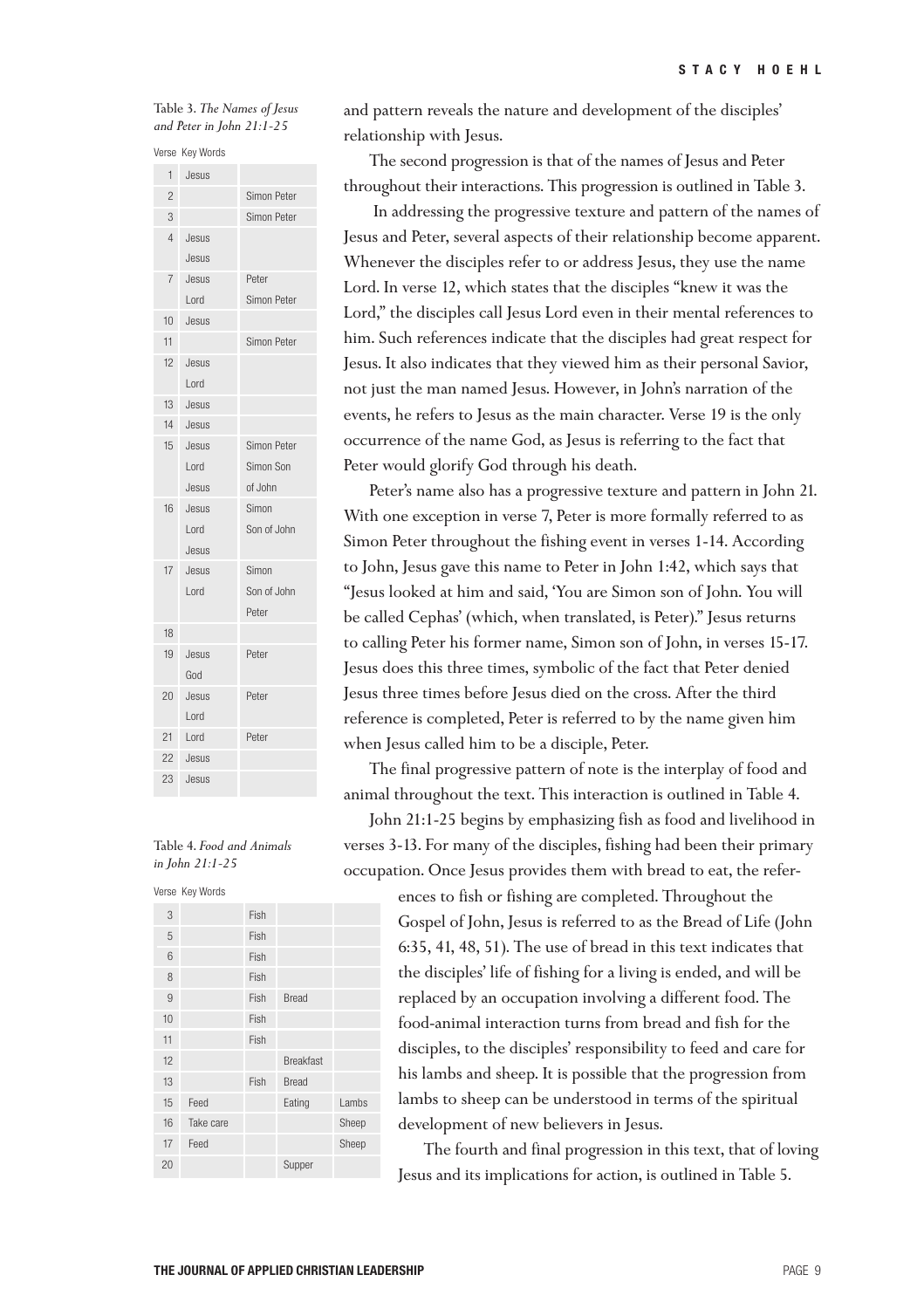Table 3. *The Names of Jesus and Peter in John 21:1-25*

| Verse | Key Words | |
|---|---|---|
| 1 | Jesus | |
| 2 | | Simon Peter |
| 3 | | Simon Peter |
| 4 | Jesus<br>Jesus | |
| 7 | Jesus<br>Lord | Peter<br>Simon Peter |
| 10 | Jesus | |
| 11 | | Simon Peter |
| 12 | Jesus<br>Lord | |
| 13 | Jesus | |
| 14 | Jesus | |
| 15 | Jesus<br>Lord<br>Jesus | Simon Peter<br>Simon Son<br>of John |
| 16 | Jesus<br>Lord<br>Jesus | Simon<br>Son of John |
| 17 | Jesus<br>Lord | Simon<br>Son of John<br>Peter |
| 18 | | |
| 19 | Jesus<br>God | Peter |
| 20 | Jesus<br>Lord | Peter |
| 21 | Lord | Peter |
| 22 | Jesus | |
| 23 | Jesus | |

Table 4. *Food and Animals in John 21:1-25*

| Verse | Key Words | | | |
|---|---|---|---|---|
| 3 | | Fish | | |
| 5 | | Fish | | |
| 6 | | Fish | | |
| 8 | | Fish | | |
| 9 | | Fish | Bread | |
| 10 | | Fish | | |
| 11 | | Fish | | |
| 12 | | | Breakfast | |
| 13 | | Fish | Bread | |
| 15 | Feed | | Eating | Lambs |
| 16 | Take care | | | Sheep |
| 17 | Feed | | | Sheep |
| 20 | | | Supper | |

and pattern reveals the nature and development of the disciples' relationship with Jesus.

The second progression is that of the names of Jesus and Peter throughout their interactions. This progression is outlined in Table 3.

In addressing the progressive texture and pattern of the names of Jesus and Peter, several aspects of their relationship become apparent. Whenever the disciples refer to or address Jesus, they use the name Lord. In verse 12, which states that the disciples "knew it was the Lord," the disciples call Jesus Lord even in their mental references to him. Such references indicate that the disciples had great respect for Jesus. It also indicates that they viewed him as their personal Savior, not just the man named Jesus. However, in John's narration of the events, he refers to Jesus as the main character. Verse 19 is the only occurrence of the name God, as Jesus is referring to the fact that Peter would glorify God through his death.

Peter's name also has a progressive texture and pattern in John 21. With one exception in verse 7, Peter is more formally referred to as Simon Peter throughout the fishing event in verses 1-14. According to John, Jesus gave this name to Peter in John 1:42, which says that "Jesus looked at him and said, 'You are Simon son of John. You will be called Cephas' (which, when translated, is Peter)." Jesus returns to calling Peter his former name, Simon son of John, in verses 15-17. Jesus does this three times, symbolic of the fact that Peter denied Jesus three times before Jesus died on the cross. After the third reference is completed, Peter is referred to by the name given him when Jesus called him to be a disciple, Peter.

The final progressive pattern of note is the interplay of food and animal throughout the text. This interaction is outlined in Table 4.

John 21:1-25 begins by emphasizing fish as food and livelihood in verses 3-13. For many of the disciples, fishing had been their primary occupation. Once Jesus provides them with bread to eat, the references to fish or fishing are completed. Throughout the Gospel of John, Jesus is referred to as the Bread of Life (John 6:35, 41, 48, 51). The use of bread in this text indicates that the disciples' life of fishing for a living is ended, and will be replaced by an occupation involving a different food. The food-animal interaction turns from bread and fish for the disciples, to the disciples' responsibility to feed and care for his lambs and sheep. It is possible that the progression from lambs to sheep can be understood in terms of the spiritual development of new believers in Jesus.

The fourth and final progression in this text, that of loving Jesus and its implications for action, is outlined in Table 5.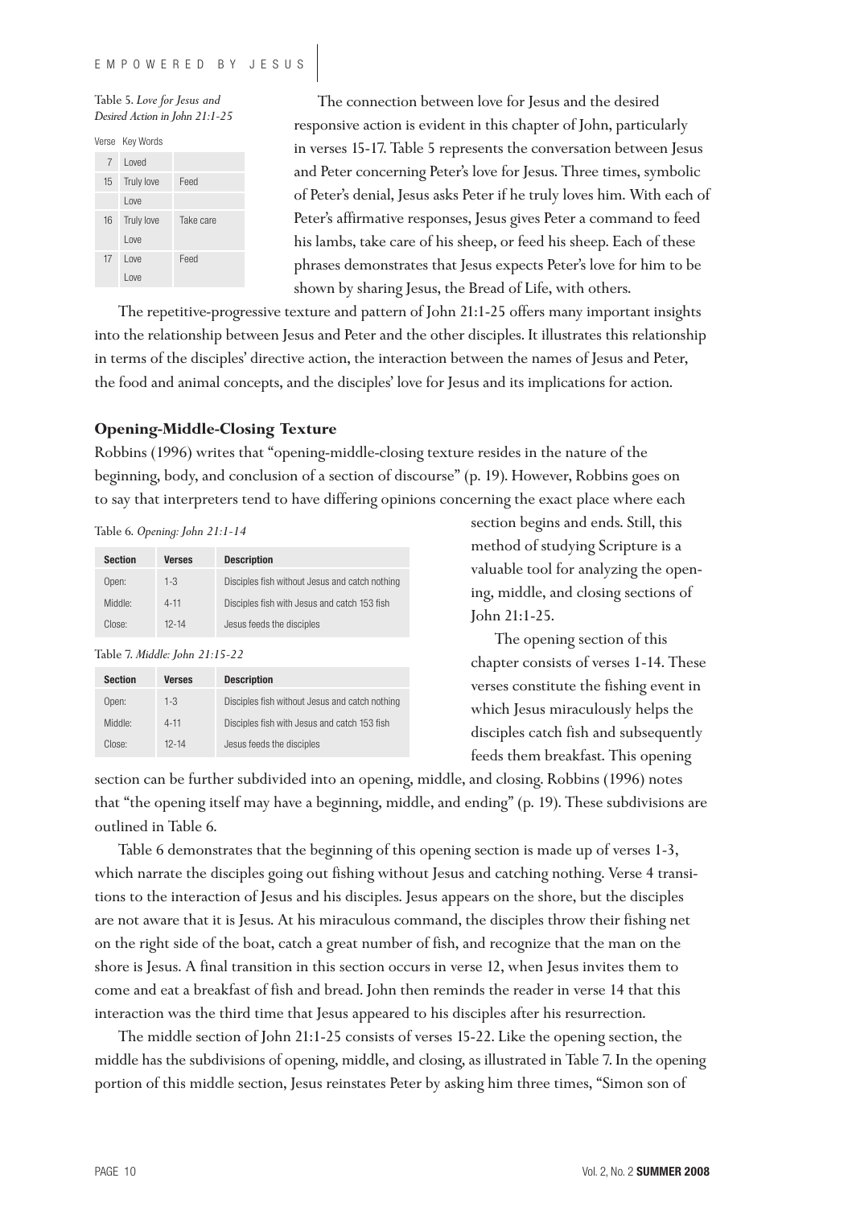Table 5. *Love for Jesus and Desired Action in John 21:1-25*

| Verse | Key Words | |
|---|---|---|
| 7 | Loved | |
| 15 | Truly love | Feed |
| | Love | |
| 16 | Truly love | Take care |
| | Love | |
| 17 | Love | Feed |
| | Love | |

The connection between love for Jesus and the desired responsive action is evident in this chapter of John, particularly in verses 15-17. Table 5 represents the conversation between Jesus and Peter concerning Peter's love for Jesus. Three times, symbolic of Peter's denial, Jesus asks Peter if he truly loves him. With each of Peter's affirmative responses, Jesus gives Peter a command to feed his lambs, take care of his sheep, or feed his sheep. Each of these phrases demonstrates that Jesus expects Peter's love for him to be shown by sharing Jesus, the Bread of Life, with others.

The repetitive-progressive texture and pattern of John 21:1-25 offers many important insights into the relationship between Jesus and Peter and the other disciples. It illustrates this relationship in terms of the disciples' directive action, the interaction between the names of Jesus and Peter, the food and animal concepts, and the disciples' love for Jesus and its implications for action.

### Opening-Middle-Closing Texture

Robbins (1996) writes that "opening-middle-closing texture resides in the nature of the beginning, body, and conclusion of a section of discourse" (p. 19). However, Robbins goes on to say that interpreters tend to have differing opinions concerning the exact place where each section begins and ends. Still, this method of studying Scripture is a valuable tool for analyzing the opening, middle, and closing sections of John 21:1-25.

Table 6. *Opening: John 21:1-14*

| Section | Verses | Description |
|---|---|---|
| Open: | 1-3 | Disciples fish without Jesus and catch nothing |
| Middle: | 4-11 | Disciples fish with Jesus and catch 153 fish |
| Close: | 12-14 | Jesus feeds the disciples |

Table 7. *Middle: John 21:15-22*

| Section | Verses | Description |
|---|---|---|
| Open: | 1-3 | Disciples fish without Jesus and catch nothing |
| Middle: | 4-11 | Disciples fish with Jesus and catch 153 fish |
| Close: | 12-14 | Jesus feeds the disciples |

The opening section of this chapter consists of verses 1-14. These verses constitute the fishing event in which Jesus miraculously helps the disciples catch fish and subsequently feeds them breakfast. This opening section can be further subdivided into an opening, middle, and closing. Robbins (1996) notes that "the opening itself may have a beginning, middle, and ending" (p. 19). These subdivisions are outlined in Table 6.

Table 6 demonstrates that the beginning of this opening section is made up of verses 1-3, which narrate the disciples going out fishing without Jesus and catching nothing. Verse 4 transitions to the interaction of Jesus and his disciples. Jesus appears on the shore, but the disciples are not aware that it is Jesus. At his miraculous command, the disciples throw their fishing net on the right side of the boat, catch a great number of fish, and recognize that the man on the shore is Jesus. A final transition in this section occurs in verse 12, when Jesus invites them to come and eat a breakfast of fish and bread. John then reminds the reader in verse 14 that this interaction was the third time that Jesus appeared to his disciples after his resurrection.

The middle section of John 21:1-25 consists of verses 15-22. Like the opening section, the middle has the subdivisions of opening, middle, and closing, as illustrated in Table 7. In the opening portion of this middle section, Jesus reinstates Peter by asking him three times, "Simon son of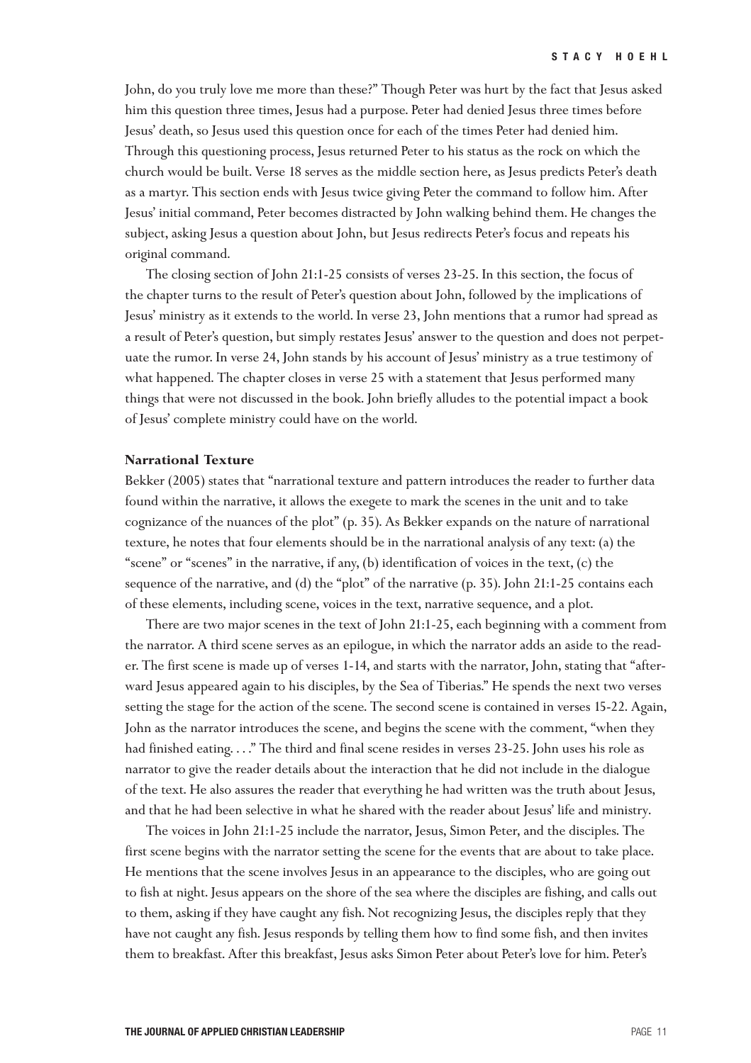John, do you truly love me more than these?" Though Peter was hurt by the fact that Jesus asked him this question three times, Jesus had a purpose. Peter had denied Jesus three times before Jesus' death, so Jesus used this question once for each of the times Peter had denied him. Through this questioning process, Jesus returned Peter to his status as the rock on which the church would be built. Verse 18 serves as the middle section here, as Jesus predicts Peter's death as a martyr. This section ends with Jesus twice giving Peter the command to follow him. After Jesus' initial command, Peter becomes distracted by John walking behind them. He changes the subject, asking Jesus a question about John, but Jesus redirects Peter's focus and repeats his original command.

The closing section of John 21:1-25 consists of verses 23-25. In this section, the focus of the chapter turns to the result of Peter's question about John, followed by the implications of Jesus' ministry as it extends to the world. In verse 23, John mentions that a rumor had spread as a result of Peter's question, but simply restates Jesus' answer to the question and does not perpetuate the rumor. In verse 24, John stands by his account of Jesus' ministry as a true testimony of what happened. The chapter closes in verse 25 with a statement that Jesus performed many things that were not discussed in the book. John briefly alludes to the potential impact a book of Jesus' complete ministry could have on the world.

### Narrational Texture

Bekker (2005) states that "narrational texture and pattern introduces the reader to further data found within the narrative, it allows the exegete to mark the scenes in the unit and to take cognizance of the nuances of the plot" (p. 35). As Bekker expands on the nature of narrational texture, he notes that four elements should be in the narrational analysis of any text: (a) the "scene" or "scenes" in the narrative, if any, (b) identification of voices in the text, (c) the sequence of the narrative, and (d) the "plot" of the narrative (p. 35). John 21:1-25 contains each of these elements, including scene, voices in the text, narrative sequence, and a plot.

There are two major scenes in the text of John 21:1-25, each beginning with a comment from the narrator. A third scene serves as an epilogue, in which the narrator adds an aside to the reader. The first scene is made up of verses 1-14, and starts with the narrator, John, stating that "afterward Jesus appeared again to his disciples, by the Sea of Tiberias." He spends the next two verses setting the stage for the action of the scene. The second scene is contained in verses 15-22. Again, John as the narrator introduces the scene, and begins the scene with the comment, "when they had finished eating. . . ." The third and final scene resides in verses 23-25. John uses his role as narrator to give the reader details about the interaction that he did not include in the dialogue of the text. He also assures the reader that everything he had written was the truth about Jesus, and that he had been selective in what he shared with the reader about Jesus' life and ministry.

The voices in John 21:1-25 include the narrator, Jesus, Simon Peter, and the disciples. The first scene begins with the narrator setting the scene for the events that are about to take place. He mentions that the scene involves Jesus in an appearance to the disciples, who are going out to fish at night. Jesus appears on the shore of the sea where the disciples are fishing, and calls out to them, asking if they have caught any fish. Not recognizing Jesus, the disciples reply that they have not caught any fish. Jesus responds by telling them how to find some fish, and then invites them to breakfast. After this breakfast, Jesus asks Simon Peter about Peter's love for him. Peter's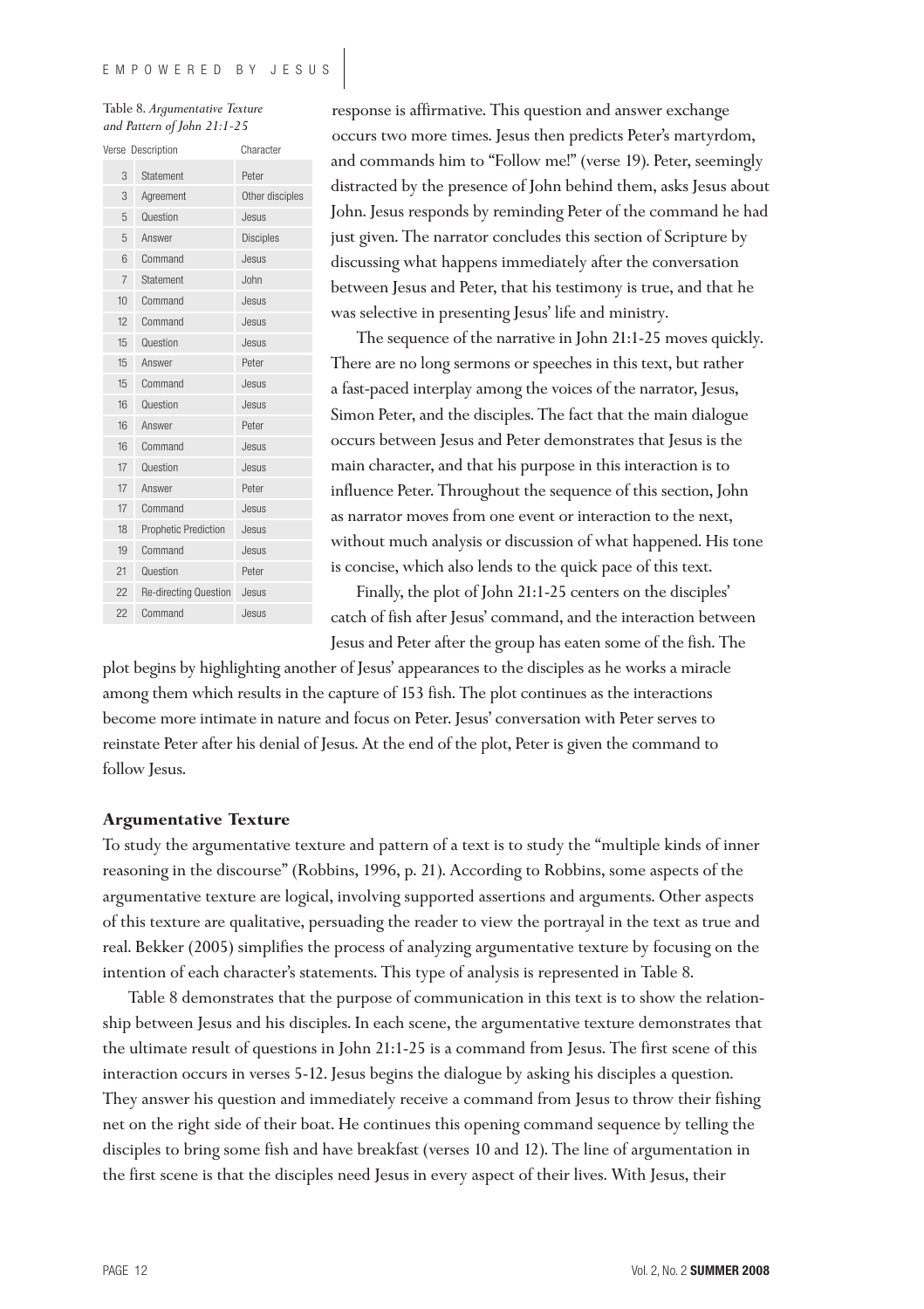Table 8. *Argumentative Texture and Pattern of John 21:1-25*

| Verse | Description | Character |
|---|---|---|
| 3 | Statement | Peter |
| 3 | Agreement | Other disciples |
| 5 | Question | Jesus |
| 5 | Answer | Disciples |
| 6 | Command | Jesus |
| 7 | Statement | John |
| 10 | Command | Jesus |
| 12 | Command | Jesus |
| 15 | Question | Jesus |
| 15 | Answer | Peter |
| 15 | Command | Jesus |
| 16 | Question | Jesus |
| 16 | Answer | Peter |
| 16 | Command | Jesus |
| 17 | Question | Jesus |
| 17 | Answer | Peter |
| 17 | Command | Jesus |
| 18 | Prophetic Prediction | Jesus |
| 19 | Command | Jesus |
| 21 | Question | Peter |
| 22 | Re-directing Question | Jesus |
| 22 | Command | Jesus |

response is affirmative. This question and answer exchange occurs two more times. Jesus then predicts Peter's martyrdom, and commands him to "Follow me!" (verse 19). Peter, seemingly distracted by the presence of John behind them, asks Jesus about John. Jesus responds by reminding Peter of the command he had just given. The narrator concludes this section of Scripture by discussing what happens immediately after the conversation between Jesus and Peter, that his testimony is true, and that he was selective in presenting Jesus' life and ministry.

The sequence of the narrative in John 21:1-25 moves quickly. There are no long sermons or speeches in this text, but rather a fast-paced interplay among the voices of the narrator, Jesus, Simon Peter, and the disciples. The fact that the main dialogue occurs between Jesus and Peter demonstrates that Jesus is the main character, and that his purpose in this interaction is to influence Peter. Throughout the sequence of this section, John as narrator moves from one event or interaction to the next, without much analysis or discussion of what happened. His tone is concise, which also lends to the quick pace of this text.

Finally, the plot of John 21:1-25 centers on the disciples' catch of fish after Jesus' command, and the interaction between Jesus and Peter after the group has eaten some of the fish. The plot begins by highlighting another of Jesus' appearances to the disciples as he works a miracle among them which results in the capture of 153 fish. The plot continues as the interactions become more intimate in nature and focus on Peter. Jesus' conversation with Peter serves to reinstate Peter after his denial of Jesus. At the end of the plot, Peter is given the command to follow Jesus.

## Argumentative Texture

To study the argumentative texture and pattern of a text is to study the "multiple kinds of inner reasoning in the discourse" (Robbins, 1996, p. 21). According to Robbins, some aspects of the argumentative texture are logical, involving supported assertions and arguments. Other aspects of this texture are qualitative, persuading the reader to view the portrayal in the text as true and real. Bekker (2005) simplifies the process of analyzing argumentative texture by focusing on the intention of each character's statements. This type of analysis is represented in Table 8.

Table 8 demonstrates that the purpose of communication in this text is to show the relationship between Jesus and his disciples. In each scene, the argumentative texture demonstrates that the ultimate result of questions in John 21:1-25 is a command from Jesus. The first scene of this interaction occurs in verses 5-12. Jesus begins the dialogue by asking his disciples a question. They answer his question and immediately receive a command from Jesus to throw their fishing net on the right side of their boat. He continues this opening command sequence by telling the disciples to bring some fish and have breakfast (verses 10 and 12). The line of argumentation in the first scene is that the disciples need Jesus in every aspect of their lives. With Jesus, their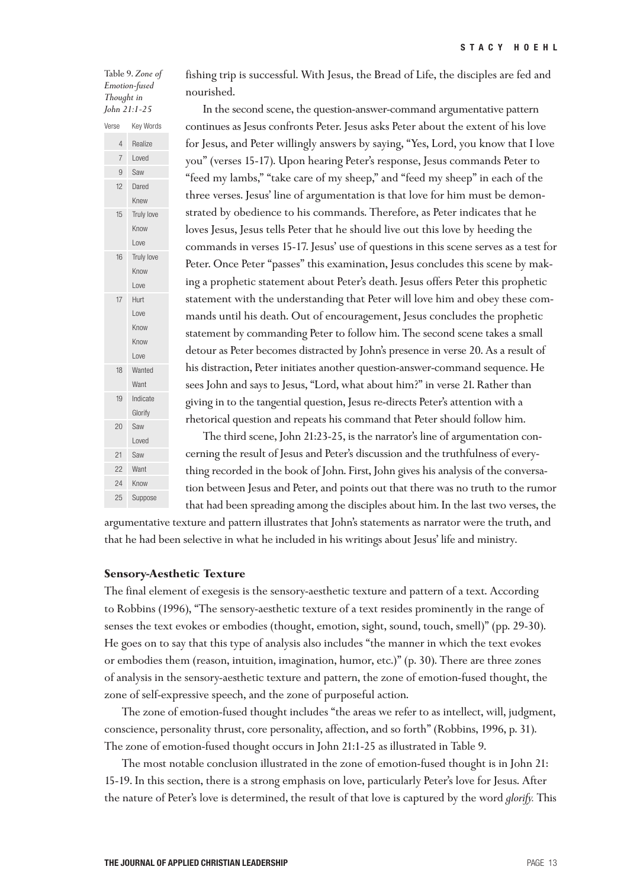Table 9. *Zone of Emotion-fused Thought in John 21:1-25*

| Verse | Key Words |
|---|---|
| 4 | Realize |
| 7 | Loved |
| 9 | Saw |
| 12 | Dared |
| | Knew |
| 15 | Truly love |
| | Know |
| | Love |
| 16 | Truly love |
| | Know |
| | Love |
| 17 | Hurt |
| | Love |
| | Know |
| | Know |
| | Love |
| 18 | Wanted |
| | Want |
| 19 | Indicate |
| | Glorify |
| 20 | Saw |
| | Loved |
| 21 | Saw |
| 22 | Want |
| 24 | Know |
| 25 | Suppose |

fishing trip is successful. With Jesus, the Bread of Life, the disciples are fed and nourished.

In the second scene, the question-answer-command argumentative pattern continues as Jesus confronts Peter. Jesus asks Peter about the extent of his love for Jesus, and Peter willingly answers by saying, "Yes, Lord, you know that I love you" (verses 15-17). Upon hearing Peter's response, Jesus commands Peter to "feed my lambs," "take care of my sheep," and "feed my sheep" in each of the three verses. Jesus' line of argumentation is that love for him must be demonstrated by obedience to his commands. Therefore, as Peter indicates that he loves Jesus, Jesus tells Peter that he should live out this love by heeding the commands in verses 15-17. Jesus' use of questions in this scene serves as a test for Peter. Once Peter "passes" this examination, Jesus concludes this scene by making a prophetic statement about Peter's death. Jesus offers Peter this prophetic statement with the understanding that Peter will love him and obey these commands until his death. Out of encouragement, Jesus concludes the prophetic statement by commanding Peter to follow him. The second scene takes a small detour as Peter becomes distracted by John's presence in verse 20. As a result of his distraction, Peter initiates another question-answer-command sequence. He sees John and says to Jesus, "Lord, what about him?" in verse 21. Rather than giving in to the tangential question, Jesus re-directs Peter's attention with a rhetorical question and repeats his command that Peter should follow him.

The third scene, John 21:23-25, is the narrator's line of argumentation concerning the result of Jesus and Peter's discussion and the truthfulness of everything recorded in the book of John. First, John gives his analysis of the conversation between Jesus and Peter, and points out that there was no truth to the rumor that had been spreading among the disciples about him. In the last two verses, the argumentative texture and pattern illustrates that John's statements as narrator were the truth, and that he had been selective in what he included in his writings about Jesus' life and ministry.

### Sensory-Aesthetic Texture

The final element of exegesis is the sensory-aesthetic texture and pattern of a text. According to Robbins (1996), "The sensory-aesthetic texture of a text resides prominently in the range of senses the text evokes or embodies (thought, emotion, sight, sound, touch, smell)" (pp. 29-30). He goes on to say that this type of analysis also includes "the manner in which the text evokes or embodies them (reason, intuition, imagination, humor, etc.)" (p. 30). There are three zones of analysis in the sensory-aesthetic texture and pattern, the zone of emotion-fused thought, the zone of self-expressive speech, and the zone of purposeful action.

The zone of emotion-fused thought includes "the areas we refer to as intellect, will, judgment, conscience, personality thrust, core personality, affection, and so forth" (Robbins, 1996, p. 31). The zone of emotion-fused thought occurs in John 21:1-25 as illustrated in Table 9.

The most notable conclusion illustrated in the zone of emotion-fused thought is in John 21:15-19. In this section, there is a strong emphasis on love, particularly Peter's love for Jesus. After the nature of Peter's love is determined, the result of that love is captured by the word *glorify.* This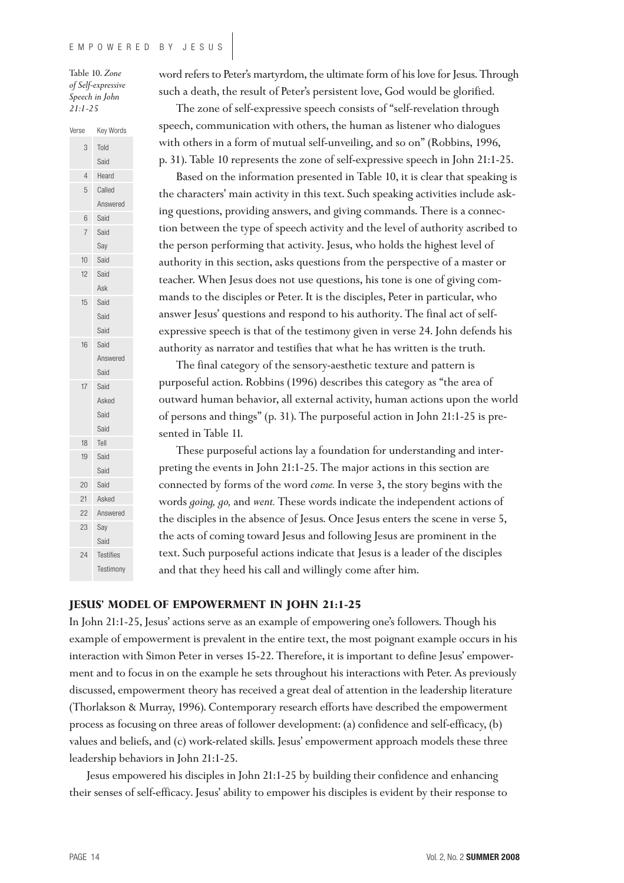Table 10. *Zone of Self-expressive Speech in John 21:1-25*

| Verse | Key Words |
|---|---|
| 3 | Told |
| | Said |
| 4 | Heard |
| 5 | Called |
| | Answered |
| 6 | Said |
| 7 | Said |
| | Say |
| 10 | Said |
| 12 | Said |
| | Ask |
| 15 | Said |
| | Said |
| | Said |
| 16 | Said |
| | Answered |
| | Said |
| 17 | Said |
| | Asked |
| | Said |
| | Said |
| 18 | Tell |
| 19 | Said |
| | Said |
| 20 | Said |
| 21 | Asked |
| 22 | Answered |
| 23 | Say |
| | Said |
| 24 | Testifies |
| | Testimony |

word refers to Peter's martyrdom, the ultimate form of his love for Jesus. Through such a death, the result of Peter's persistent love, God would be glorified.

The zone of self-expressive speech consists of "self-revelation through speech, communication with others, the human as listener who dialogues with others in a form of mutual self-unveiling, and so on" (Robbins, 1996, p. 31). Table 10 represents the zone of self-expressive speech in John 21:1-25.

Based on the information presented in Table 10, it is clear that speaking is the characters' main activity in this text. Such speaking activities include asking questions, providing answers, and giving commands. There is a connection between the type of speech activity and the level of authority ascribed to the person performing that activity. Jesus, who holds the highest level of authority in this section, asks questions from the perspective of a master or teacher. When Jesus does not use questions, his tone is one of giving commands to the disciples or Peter. It is the disciples, Peter in particular, who answer Jesus' questions and respond to his authority. The final act of self-expressive speech is that of the testimony given in verse 24. John defends his authority as narrator and testifies that what he has written is the truth.

The final category of the sensory-aesthetic texture and pattern is purposeful action. Robbins (1996) describes this category as "the area of outward human behavior, all external activity, human actions upon the world of persons and things" (p. 31). The purposeful action in John 21:1-25 is presented in Table 11.

These purposeful actions lay a foundation for understanding and interpreting the events in John 21:1-25. The major actions in this section are connected by forms of the word *come.* In verse 3, the story begins with the words *going, go,* and *went.* These words indicate the independent actions of the disciples in the absence of Jesus. Once Jesus enters the scene in verse 5, the acts of coming toward Jesus and following Jesus are prominent in the text. Such purposeful actions indicate that Jesus is a leader of the disciples and that they heed his call and willingly come after him.

## JESUS' MODEL OF EMPOWERMENT IN JOHN 21:1-25

In John 21:1-25, Jesus' actions serve as an example of empowering one's followers. Though his example of empowerment is prevalent in the entire text, the most poignant example occurs in his interaction with Simon Peter in verses 15-22. Therefore, it is important to define Jesus' empowerment and to focus in on the example he sets throughout his interactions with Peter. As previously discussed, empowerment theory has received a great deal of attention in the leadership literature (Thorlakson & Murray, 1996). Contemporary research efforts have described the empowerment process as focusing on three areas of follower development: (a) confidence and self-efficacy, (b) values and beliefs, and (c) work-related skills. Jesus' empowerment approach models these three leadership behaviors in John 21:1-25.

Jesus empowered his disciples in John 21:1-25 by building their confidence and enhancing their senses of self-efficacy. Jesus' ability to empower his disciples is evident by their response to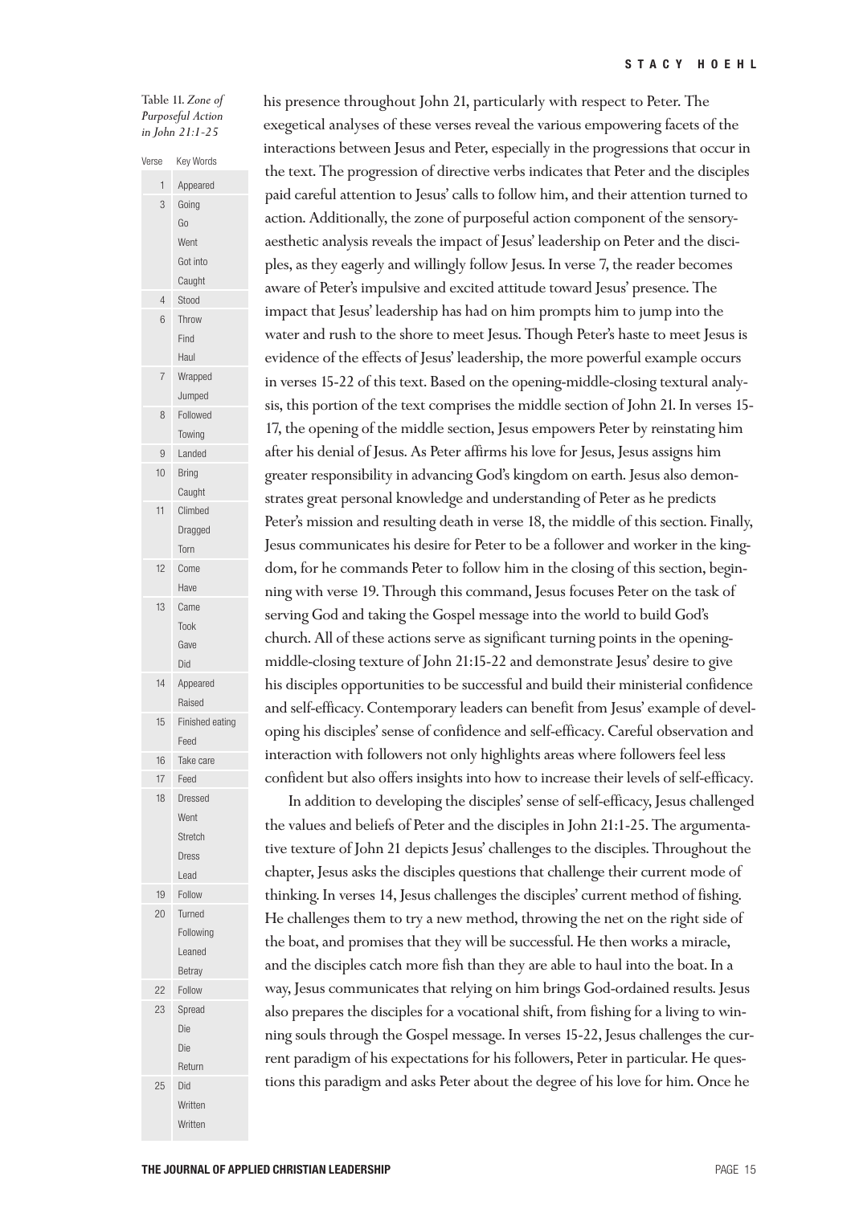Table 11. *Zone of Purposeful Action in John 21:1-25*

| Verse | Key Words |
|---|---|
| 1 | Appeared |
| 3 | Going |
| | Go |
| | Went |
| | Got into |
| | Caught |
| 4 | Stood |
| 6 | Throw |
| | Find |
| | Haul |
| 7 | Wrapped |
| | Jumped |
| 8 | Followed |
| | Towing |
| 9 | Landed |
| 10 | Bring |
| | Caught |
| 11 | Climbed |
| | Dragged |
| | Torn |
| 12 | Come |
| | Have |
| 13 | Came |
| | Took |
| | Gave |
| | Did |
| 14 | Appeared |
| | Raised |
| 15 | Finished eating |
| | Feed |
| 16 | Take care |
| 17 | Feed |
| 18 | Dressed |
| | Went |
| | Stretch |
| | Dress |
| | Lead |
| 19 | Follow |
| 20 | Turned |
| | Following |
| | Leaned |
| | Betray |
| 22 | Follow |
| 23 | Spread |
| | Die |
| | Die |
| | Return |
| 25 | Did |
| | Written |
| | Written |

his presence throughout John 21, particularly with respect to Peter. The exegetical analyses of these verses reveal the various empowering facets of the interactions between Jesus and Peter, especially in the progressions that occur in the text. The progression of directive verbs indicates that Peter and the disciples paid careful attention to Jesus' calls to follow him, and their attention turned to action. Additionally, the zone of purposeful action component of the sensory-aesthetic analysis reveals the impact of Jesus' leadership on Peter and the disciples, as they eagerly and willingly follow Jesus. In verse 7, the reader becomes aware of Peter's impulsive and excited attitude toward Jesus' presence. The impact that Jesus' leadership has had on him prompts him to jump into the water and rush to the shore to meet Jesus. Though Peter's haste to meet Jesus is evidence of the effects of Jesus' leadership, the more powerful example occurs in verses 15-22 of this text. Based on the opening-middle-closing textural analysis, this portion of the text comprises the middle section of John 21. In verses 15-17, the opening of the middle section, Jesus empowers Peter by reinstating him after his denial of Jesus. As Peter affirms his love for Jesus, Jesus assigns him greater responsibility in advancing God's kingdom on earth. Jesus also demonstrates great personal knowledge and understanding of Peter as he predicts Peter's mission and resulting death in verse 18, the middle of this section. Finally, Jesus communicates his desire for Peter to be a follower and worker in the kingdom, for he commands Peter to follow him in the closing of this section, beginning with verse 19. Through this command, Jesus focuses Peter on the task of serving God and taking the Gospel message into the world to build God's church. All of these actions serve as significant turning points in the opening-middle-closing texture of John 21:15-22 and demonstrate Jesus' desire to give his disciples opportunities to be successful and build their ministerial confidence and self-efficacy. Contemporary leaders can benefit from Jesus' example of developing his disciples' sense of confidence and self-efficacy. Careful observation and interaction with followers not only highlights areas where followers feel less confident but also offers insights into how to increase their levels of self-efficacy.

In addition to developing the disciples' sense of self-efficacy, Jesus challenged the values and beliefs of Peter and the disciples in John 21:1-25. The argumentative texture of John 21 depicts Jesus' challenges to the disciples. Throughout the chapter, Jesus asks the disciples questions that challenge their current mode of thinking. In verses 14, Jesus challenges the disciples' current method of fishing. He challenges them to try a new method, throwing the net on the right side of the boat, and promises that they will be successful. He then works a miracle, and the disciples catch more fish than they are able to haul into the boat. In a way, Jesus communicates that relying on him brings God-ordained results. Jesus also prepares the disciples for a vocational shift, from fishing for a living to winning souls through the Gospel message. In verses 15-22, Jesus challenges the current paradigm of his expectations for his followers, Peter in particular. He questions this paradigm and asks Peter about the degree of his love for him. Once he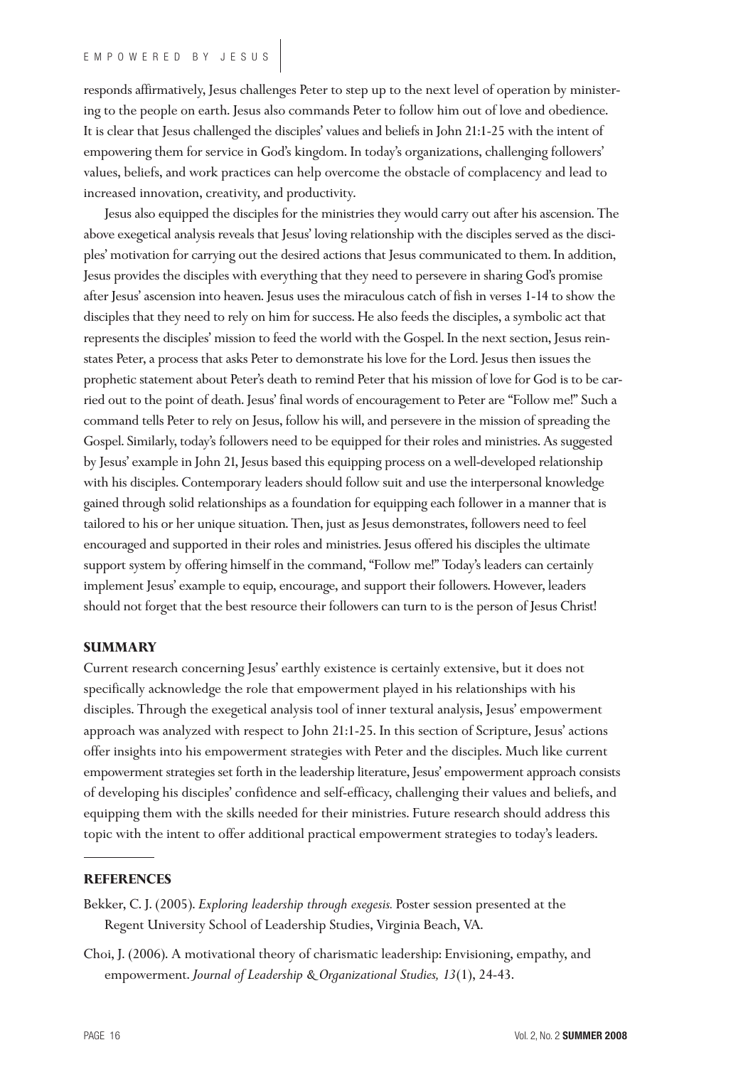responds affirmatively, Jesus challenges Peter to step up to the next level of operation by ministering to the people on earth. Jesus also commands Peter to follow him out of love and obedience. It is clear that Jesus challenged the disciples' values and beliefs in John 21:1-25 with the intent of empowering them for service in God's kingdom. In today's organizations, challenging followers' values, beliefs, and work practices can help overcome the obstacle of complacency and lead to increased innovation, creativity, and productivity.

Jesus also equipped the disciples for the ministries they would carry out after his ascension. The above exegetical analysis reveals that Jesus' loving relationship with the disciples served as the disciples' motivation for carrying out the desired actions that Jesus communicated to them. In addition, Jesus provides the disciples with everything that they need to persevere in sharing God's promise after Jesus' ascension into heaven. Jesus uses the miraculous catch of fish in verses 1-14 to show the disciples that they need to rely on him for success. He also feeds the disciples, a symbolic act that represents the disciples' mission to feed the world with the Gospel. In the next section, Jesus reinstates Peter, a process that asks Peter to demonstrate his love for the Lord. Jesus then issues the prophetic statement about Peter's death to remind Peter that his mission of love for God is to be carried out to the point of death. Jesus' final words of encouragement to Peter are "Follow me!" Such a command tells Peter to rely on Jesus, follow his will, and persevere in the mission of spreading the Gospel. Similarly, today's followers need to be equipped for their roles and ministries. As suggested by Jesus' example in John 21, Jesus based this equipping process on a well-developed relationship with his disciples. Contemporary leaders should follow suit and use the interpersonal knowledge gained through solid relationships as a foundation for equipping each follower in a manner that is tailored to his or her unique situation. Then, just as Jesus demonstrates, followers need to feel encouraged and supported in their roles and ministries. Jesus offered his disciples the ultimate support system by offering himself in the command, "Follow me!" Today's leaders can certainly implement Jesus' example to equip, encourage, and support their followers. However, leaders should not forget that the best resource their followers can turn to is the person of Jesus Christ!

## SUMMARY

Current research concerning Jesus' earthly existence is certainly extensive, but it does not specifically acknowledge the role that empowerment played in his relationships with his disciples. Through the exegetical analysis tool of inner textural analysis, Jesus' empowerment approach was analyzed with respect to John 21:1-25. In this section of Scripture, Jesus' actions offer insights into his empowerment strategies with Peter and the disciples. Much like current empowerment strategies set forth in the leadership literature, Jesus' empowerment approach consists of developing his disciples' confidence and self-efficacy, challenging their values and beliefs, and equipping them with the skills needed for their ministries. Future research should address this topic with the intent to offer additional practical empowerment strategies to today's leaders.

---

## REFERENCES

Bekker, C. J. (2005). *Exploring leadership through exegesis.* Poster session presented at the Regent University School of Leadership Studies, Virginia Beach, VA.

Choi, J. (2006). A motivational theory of charismatic leadership: Envisioning, empathy, and empowerment. *Journal of Leadership & Organizational Studies, 13*(1), 24-43.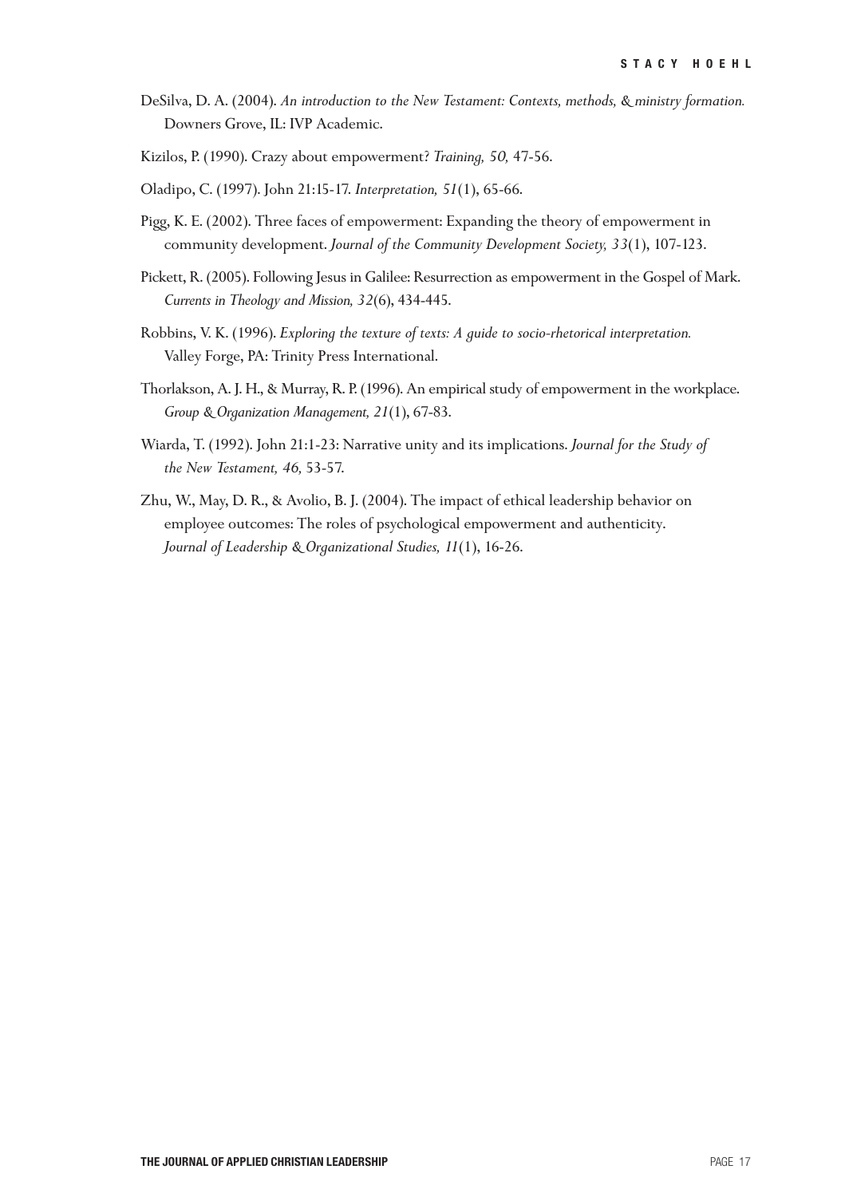DeSilva, D. A. (2004). *An introduction to the New Testament: Contexts, methods, & ministry formation.* Downers Grove, IL: IVP Academic.

Kizilos, P. (1990). Crazy about empowerment? *Training, 50,* 47-56.

Oladipo, C. (1997). John 21:15-17. *Interpretation, 51*(1), 65-66.

Pigg, K. E. (2002). Three faces of empowerment: Expanding the theory of empowerment in community development. *Journal of the Community Development Society, 33*(1), 107-123.

Pickett, R. (2005). Following Jesus in Galilee: Resurrection as empowerment in the Gospel of Mark. *Currents in Theology and Mission, 32*(6), 434-445.

Robbins, V. K. (1996). *Exploring the texture of texts: A guide to socio-rhetorical interpretation.* Valley Forge, PA: Trinity Press International.

Thorlakson, A. J. H., & Murray, R. P. (1996). An empirical study of empowerment in the workplace. *Group & Organization Management, 21*(1), 67-83.

Wiarda, T. (1992). John 21:1-23: Narrative unity and its implications. *Journal for the Study of the New Testament, 46,* 53-57.

Zhu, W., May, D. R., & Avolio, B. J. (2004). The impact of ethical leadership behavior on employee outcomes: The roles of psychological empowerment and authenticity. *Journal of Leadership & Organizational Studies, 11*(1), 16-26.